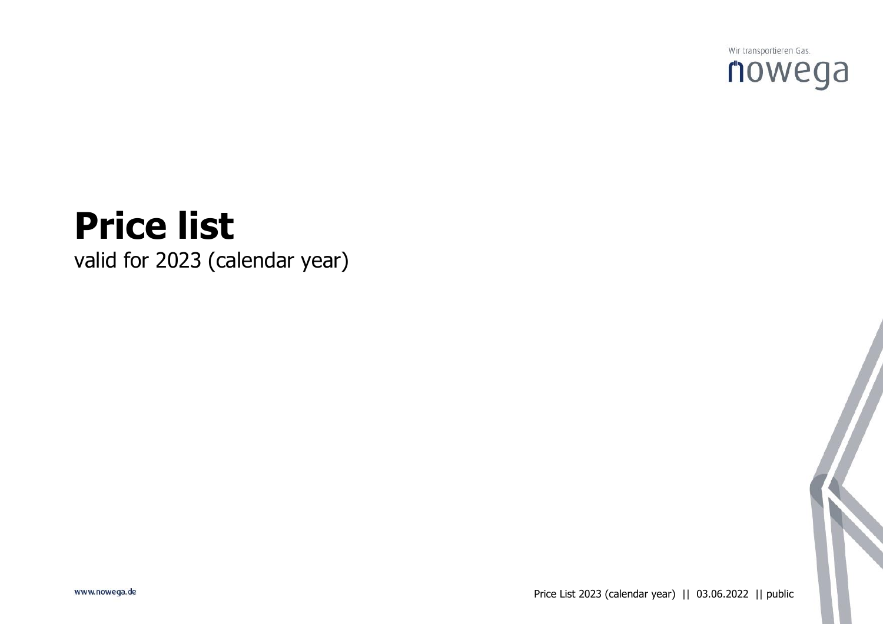# Price list

valid for 2023 (calendar year)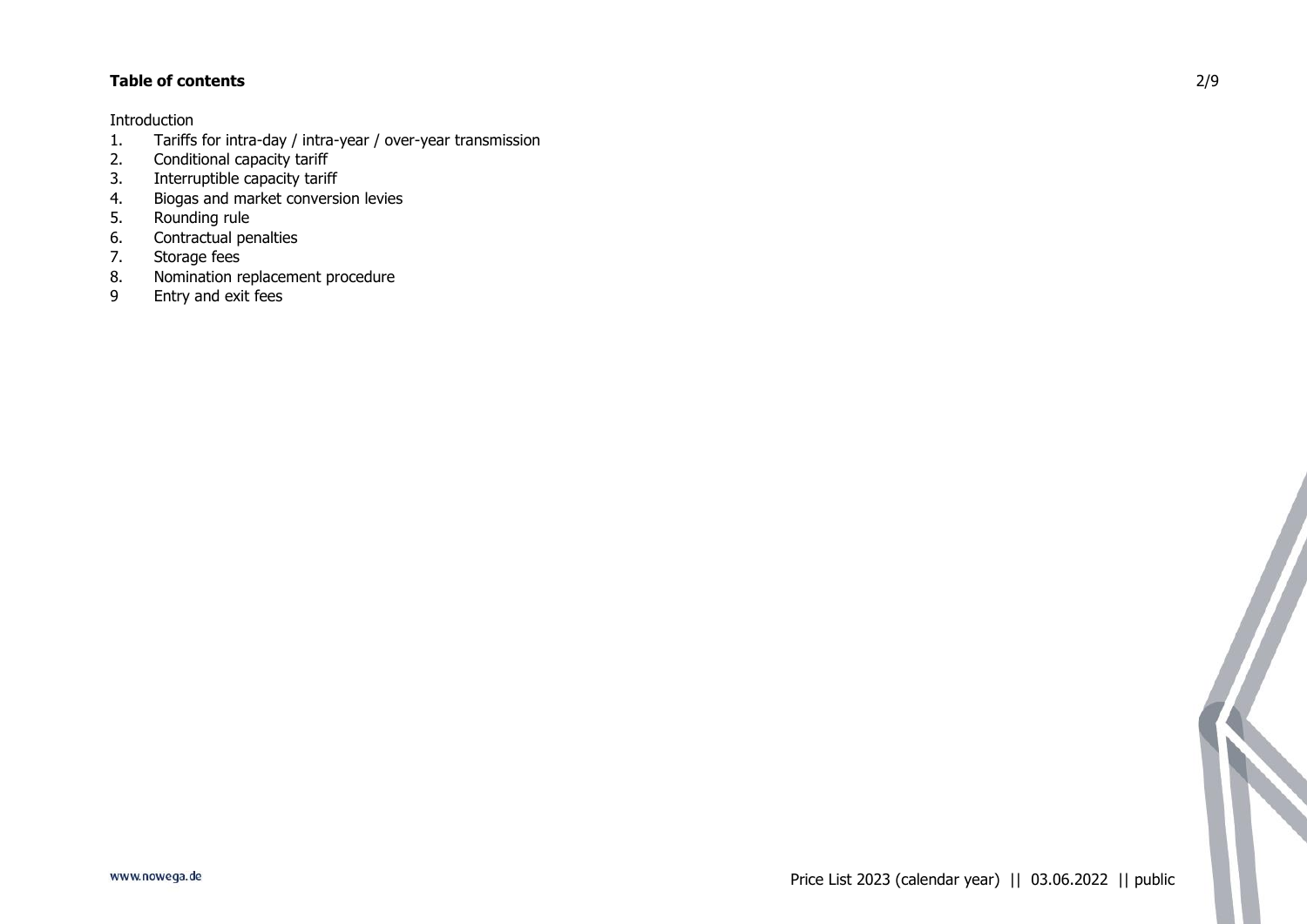**Table of contents**

Introduction

1. Tariffs for intra-day / intra-year / over-year transmission
2. Conditional capacity tariff
3. Interruptible capacity tariff
4. Biogas and market conversion levies
5. Rounding rule
6. Contractual penalties
7. Storage fees
8. Nomination replacement procedure
9. Entry and exit fees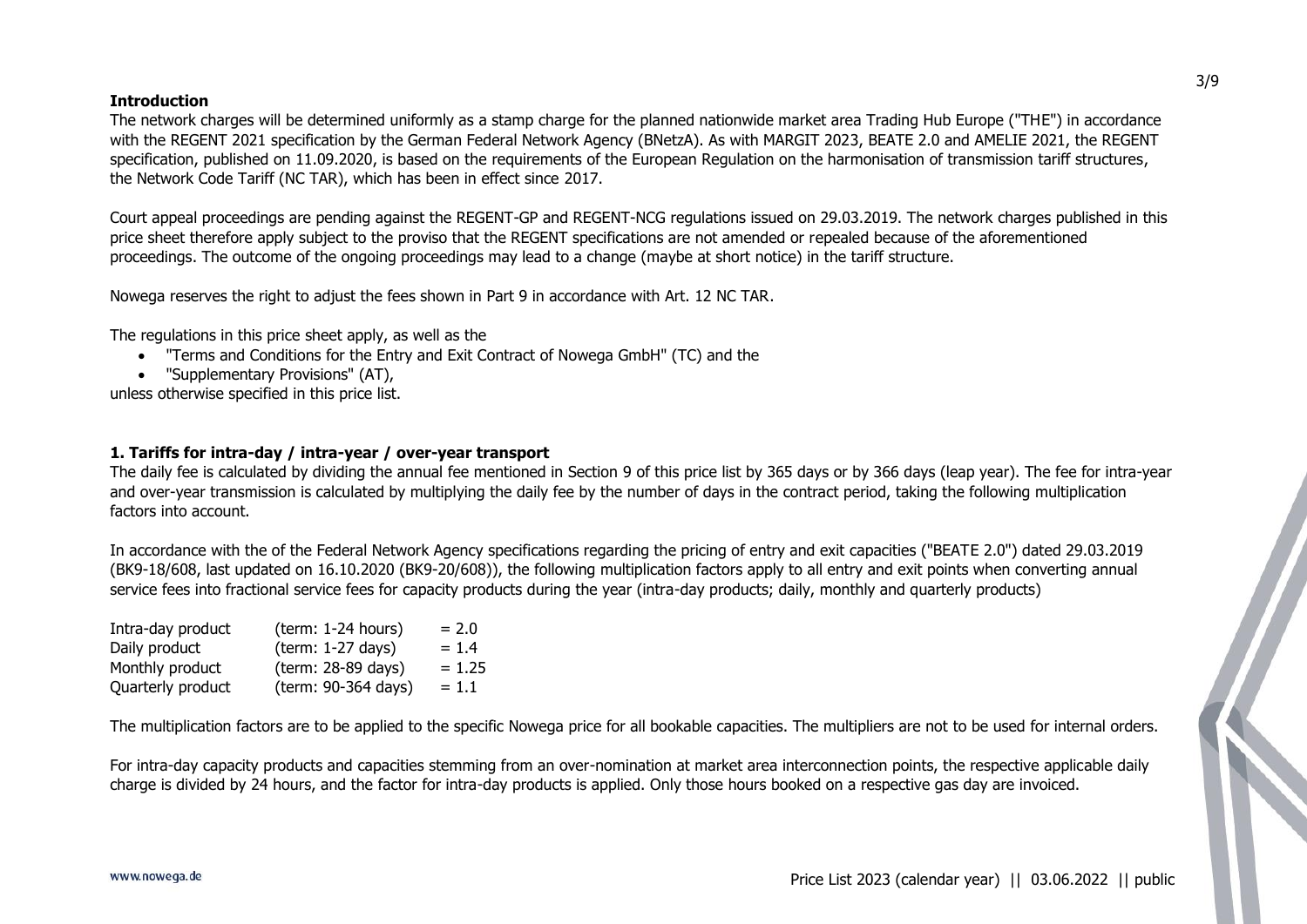## Introduction

The network charges will be determined uniformly as a stamp charge for the planned nationwide market area Trading Hub Europe ("THE") in accordance with the REGENT 2021 specification by the German Federal Network Agency (BNetzA). As with MARGIT 2023, BEATE 2.0 and AMELIE 2021, the REGENT specification, published on 11.09.2020, is based on the requirements of the European Regulation on the harmonisation of transmission tariff structures, the Network Code Tariff (NC TAR), which has been in effect since 2017.

Court appeal proceedings are pending against the REGENT-GP and REGENT-NCG regulations issued on 29.03.2019. The network charges published in this price sheet therefore apply subject to the proviso that the REGENT specifications are not amended or repealed because of the aforementioned proceedings. The outcome of the ongoing proceedings may lead to a change (maybe at short notice) in the tariff structure.

Nowega reserves the right to adjust the fees shown in Part 9 in accordance with Art. 12 NC TAR.

The regulations in this price sheet apply, as well as the

- "Terms and Conditions for the Entry and Exit Contract of Nowega GmbH" (TC) and the
- "Supplementary Provisions" (AT),

unless otherwise specified in this price list.

## 1. Tariffs for intra-day / intra-year / over-year transport

The daily fee is calculated by dividing the annual fee mentioned in Section 9 of this price list by 365 days or by 366 days (leap year). The fee for intra-year and over-year transmission is calculated by multiplying the daily fee by the number of days in the contract period, taking the following multiplication factors into account.

In accordance with the of the Federal Network Agency specifications regarding the pricing of entry and exit capacities ("BEATE 2.0") dated 29.03.2019 (BK9-18/608, last updated on 16.10.2020 (BK9-20/608)), the following multiplication factors apply to all entry and exit points when converting annual service fees into fractional service fees for capacity products during the year (intra-day products; daily, monthly and quarterly products)

| | | |
|---|---|---|
| Intra-day product | (term: 1-24 hours) | = 2.0 |
| Daily product | (term: 1-27 days) | = 1.4 |
| Monthly product | (term: 28-89 days) | = 1.25 |
| Quarterly product | (term: 90-364 days) | = 1.1 |

The multiplication factors are to be applied to the specific Nowega price for all bookable capacities. The multipliers are not to be used for internal orders.

For intra-day capacity products and capacities stemming from an over-nomination at market area interconnection points, the respective applicable daily charge is divided by 24 hours, and the factor for intra-day products is applied. Only those hours booked on a respective gas day are invoiced.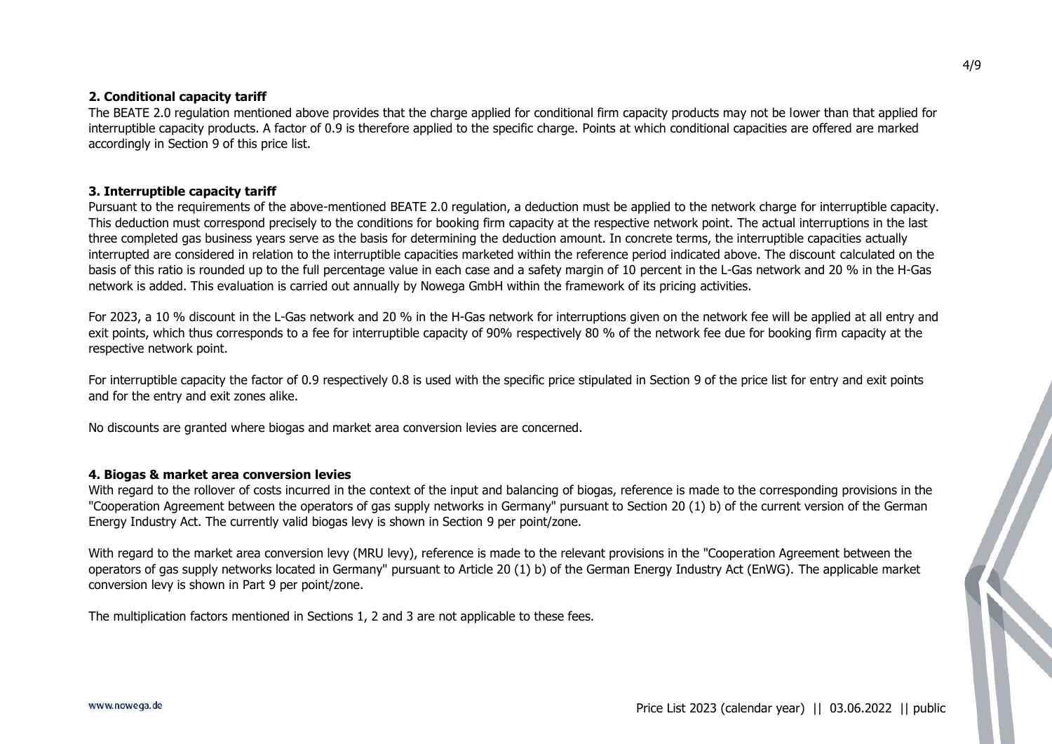## 2. Conditional capacity tariff

The BEATE 2.0 regulation mentioned above provides that the charge applied for conditional firm capacity products may not be lower than that applied for interruptible capacity products. A factor of 0.9 is therefore applied to the specific charge. Points at which conditional capacities are offered are marked accordingly in Section 9 of this price list.

## 3. Interruptible capacity tariff

Pursuant to the requirements of the above-mentioned BEATE 2.0 regulation, a deduction must be applied to the network charge for interruptible capacity. This deduction must correspond precisely to the conditions for booking firm capacity at the respective network point. The actual interruptions in the last three completed gas business years serve as the basis for determining the deduction amount. In concrete terms, the interruptible capacities actually interrupted are considered in relation to the interruptible capacities marketed within the reference period indicated above. The discount calculated on the basis of this ratio is rounded up to the full percentage value in each case and a safety margin of 10 percent in the L-Gas network and 20 % in the H-Gas network is added. This evaluation is carried out annually by Nowega GmbH within the framework of its pricing activities.

For 2023, a 10 % discount in the L-Gas network and 20 % in the H-Gas network for interruptions given on the network fee will be applied at all entry and exit points, which thus corresponds to a fee for interruptible capacity of 90% respectively 80 % of the network fee due for booking firm capacity at the respective network point.

For interruptible capacity the factor of 0.9 respectively 0.8 is used with the specific price stipulated in Section 9 of the price list for entry and exit points and for the entry and exit zones alike.

No discounts are granted where biogas and market area conversion levies are concerned.

## 4. Biogas & market area conversion levies

With regard to the rollover of costs incurred in the context of the input and balancing of biogas, reference is made to the corresponding provisions in the "Cooperation Agreement between the operators of gas supply networks in Germany" pursuant to Section 20 (1) b) of the current version of the German Energy Industry Act. The currently valid biogas levy is shown in Section 9 per point/zone.

With regard to the market area conversion levy (MRU levy), reference is made to the relevant provisions in the "Cooperation Agreement between the operators of gas supply networks located in Germany" pursuant to Article 20 (1) b) of the German Energy Industry Act (EnWG). The applicable market conversion levy is shown in Part 9 per point/zone.

The multiplication factors mentioned in Sections 1, 2 and 3 are not applicable to these fees.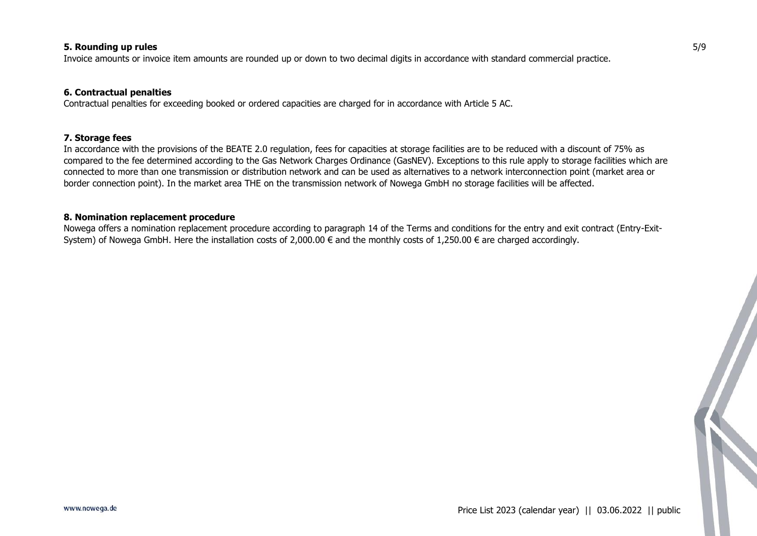**5. Rounding up rules**

Invoice amounts or invoice item amounts are rounded up or down to two decimal digits in accordance with standard commercial practice.

**6. Contractual penalties**

Contractual penalties for exceeding booked or ordered capacities are charged for in accordance with Article 5 AC.

**7. Storage fees**

In accordance with the provisions of the BEATE 2.0 regulation, fees for capacities at storage facilities are to be reduced with a discount of 75% as compared to the fee determined according to the Gas Network Charges Ordinance (GasNEV). Exceptions to this rule apply to storage facilities which are connected to more than one transmission or distribution network and can be used as alternatives to a network interconnection point (market area or border connection point). In the market area THE on the transmission network of Nowega GmbH no storage facilities will be affected.

**8. Nomination replacement procedure**

Nowega offers a nomination replacement procedure according to paragraph 14 of the Terms and conditions for the entry and exit contract (Entry-Exit-System) of Nowega GmbH. Here the installation costs of 2,000.00 € and the monthly costs of 1,250.00 € are charged accordingly.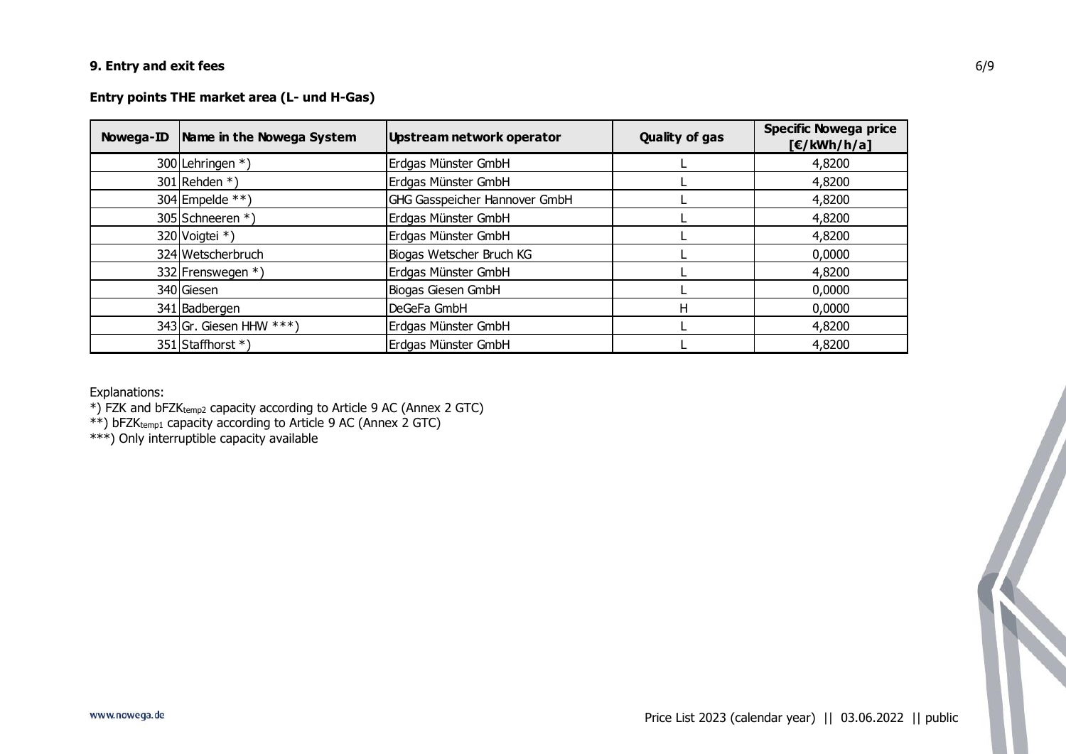### 9. Entry and exit fees

### Entry points THE market area (L- und H-Gas)

| Nowega-ID | Name in the Nowega System | Upstream network operator | Quality of gas | Specific Nowega price [€/kWh/h/a] |
|---|---|---|---|---|
| 300 | Lehringen *) | Erdgas Münster GmbH | L | 4,8200 |
| 301 | Rehden *) | Erdgas Münster GmbH | L | 4,8200 |
| 304 | Empelde **) | GHG Gasspeicher Hannover GmbH | L | 4,8200 |
| 305 | Schneeren *) | Erdgas Münster GmbH | L | 4,8200 |
| 320 | Voigtei *) | Erdgas Münster GmbH | L | 4,8200 |
| 324 | Wetscherbruch | Biogas Wetscher Bruch KG | L | 0,0000 |
| 332 | Frenswegen *) | Erdgas Münster GmbH | L | 4,8200 |
| 340 | Giesen | Biogas Giesen GmbH | L | 0,0000 |
| 341 | Badbergen | DeGeFa GmbH | H | 0,0000 |
| 343 | Gr. Giesen HHW ***) | Erdgas Münster GmbH | L | 4,8200 |
| 351 | Staffhorst *) | Erdgas Münster GmbH | L | 4,8200 |

Explanations:

*) FZK and $bFZK_{temp2}$ capacity according to Article 9 AC (Annex 2 GTC)

**) $bFZK_{temp1}$ capacity according to Article 9 AC (Annex 2 GTC)

***) Only interruptible capacity available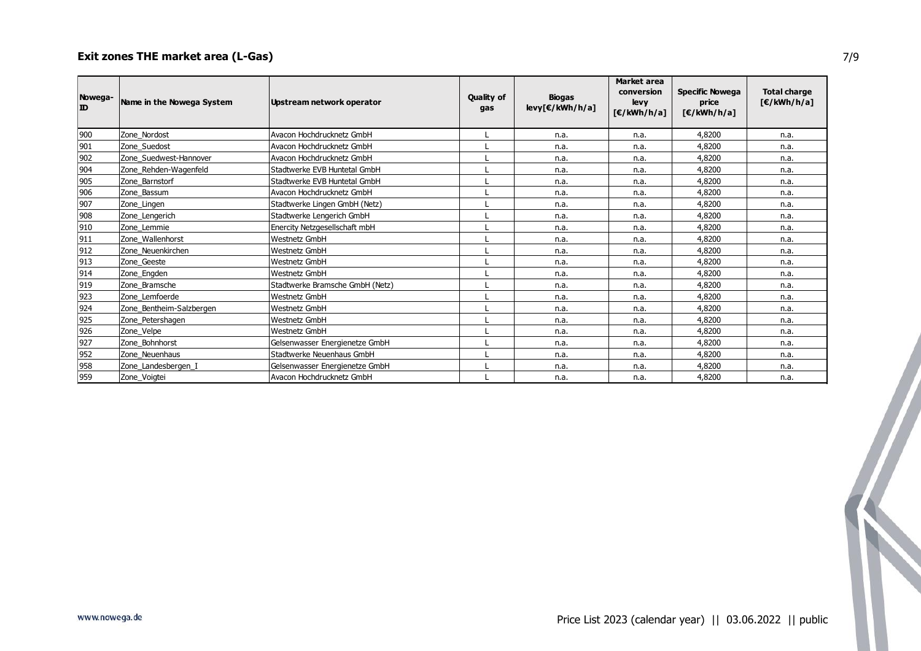## Exit zones THE market area (L-Gas)

| Nowega-ID | Name in the Nowega System | Upstream network operator | Quality of gas | Biogas levy[€/kWh/h/a] | Market area conversion levy [€/kWh/h/a] | Specific Nowega price [€/kWh/h/a] | Total charge [€/kWh/h/a] |
|---|---|---|---|---|---|---|---|
| 900 | Zone_Nordost | Avacon Hochdrucknetz GmbH | L | n.a. | n.a. | 4,8200 | n.a. |
| 901 | Zone_Suedost | Avacon Hochdrucknetz GmbH | L | n.a. | n.a. | 4,8200 | n.a. |
| 902 | Zone_Suedwest-Hannover | Avacon Hochdrucknetz GmbH | L | n.a. | n.a. | 4,8200 | n.a. |
| 904 | Zone_Rehden-Wagenfeld | Stadtwerke EVB Huntetal GmbH | L | n.a. | n.a. | 4,8200 | n.a. |
| 905 | Zone_Barnstorf | Stadtwerke EVB Huntetal GmbH | L | n.a. | n.a. | 4,8200 | n.a. |
| 906 | Zone_Bassum | Avacon Hochdrucknetz GmbH | L | n.a. | n.a. | 4,8200 | n.a. |
| 907 | Zone_Lingen | Stadtwerke Lingen GmbH (Netz) | L | n.a. | n.a. | 4,8200 | n.a. |
| 908 | Zone_Lengerich | Stadtwerke Lengerich GmbH | L | n.a. | n.a. | 4,8200 | n.a. |
| 910 | Zone_Lemmie | Enercity Netzgesellschaft mbH | L | n.a. | n.a. | 4,8200 | n.a. |
| 911 | Zone_Wallenhorst | Westnetz GmbH | L | n.a. | n.a. | 4,8200 | n.a. |
| 912 | Zone_Neuenkirchen | Westnetz GmbH | L | n.a. | n.a. | 4,8200 | n.a. |
| 913 | Zone_Geeste | Westnetz GmbH | L | n.a. | n.a. | 4,8200 | n.a. |
| 914 | Zone_Engden | Westnetz GmbH | L | n.a. | n.a. | 4,8200 | n.a. |
| 919 | Zone_Bramsche | Stadtwerke Bramsche GmbH (Netz) | L | n.a. | n.a. | 4,8200 | n.a. |
| 923 | Zone_Lemfoerde | Westnetz GmbH | L | n.a. | n.a. | 4,8200 | n.a. |
| 924 | Zone_Bentheim-Salzbergen | Westnetz GmbH | L | n.a. | n.a. | 4,8200 | n.a. |
| 925 | Zone_Petershagen | Westnetz GmbH | L | n.a. | n.a. | 4,8200 | n.a. |
| 926 | Zone_Velpe | Westnetz GmbH | L | n.a. | n.a. | 4,8200 | n.a. |
| 927 | Zone_Bohnhorst | Gelsenwasser Energienetze GmbH | L | n.a. | n.a. | 4,8200 | n.a. |
| 952 | Zone_Neuenhaus | Stadtwerke Neuenhaus GmbH | L | n.a. | n.a. | 4,8200 | n.a. |
| 958 | Zone_Landesbergen_I | Gelsenwasser Energienetze GmbH | L | n.a. | n.a. | 4,8200 | n.a. |
| 959 | Zone_Voigtei | Avacon Hochdrucknetz GmbH | L | n.a. | n.a. | 4,8200 | n.a. |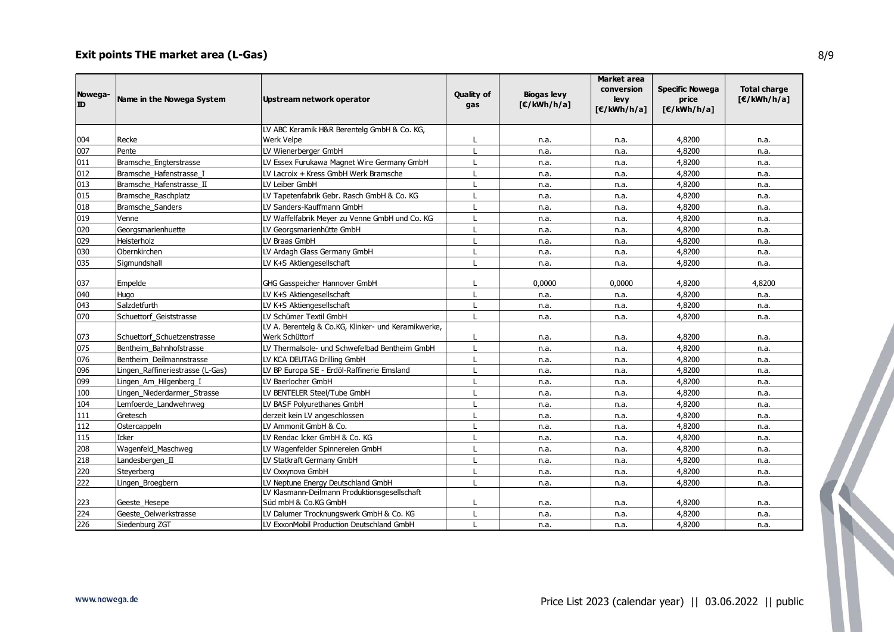## Exit points THE market area (L-Gas)

| Nowega-ID | Name in the Nowega System | Upstream network operator | Quality of gas | Biogas levy [€/kWh/h/a] | Market area conversion levy [€/kWh/h/a] | Specific Nowega price [€/kWh/h/a] | Total charge [€/kWh/h/a] |
|---|---|---|---|---|---|---|---|
| 004 | Recke | LV ABC Keramik H&R Berentelg GmbH & Co. KG, Werk Velpe | L | n.a. | n.a. | 4,8200 | n.a. |
| 007 | Pente | LV Wienerberger GmbH | L | n.a. | n.a. | 4,8200 | n.a. |
| 011 | Bramsche_Engterstrasse | LV Essex Furukawa Magnet Wire Germany GmbH | L | n.a. | n.a. | 4,8200 | n.a. |
| 012 | Bramsche_Hafenstrasse_I | LV Lacroix + Kress GmbH Werk Bramsche | L | n.a. | n.a. | 4,8200 | n.a. |
| 013 | Bramsche_Hafenstrasse_II | LV Leiber GmbH | L | n.a. | n.a. | 4,8200 | n.a. |
| 015 | Bramsche_Raschplatz | LV Tapetenfabrik Gebr. Rasch GmbH & Co. KG | L | n.a. | n.a. | 4,8200 | n.a. |
| 018 | Bramsche_Sanders | LV Sanders-Kauffmann GmbH | L | n.a. | n.a. | 4,8200 | n.a. |
| 019 | Venne | LV Waffelfabrik Meyer zu Venne GmbH und Co. KG | L | n.a. | n.a. | 4,8200 | n.a. |
| 020 | Georgsmarienhuette | LV Georgsmarienhütte GmbH | L | n.a. | n.a. | 4,8200 | n.a. |
| 029 | Heisterholz | LV Braas GmbH | L | n.a. | n.a. | 4,8200 | n.a. |
| 030 | Obernkirchen | LV Ardagh Glass Germany GmbH | L | n.a. | n.a. | 4,8200 | n.a. |
| 035 | Sigmundshall | LV K+S Aktiengesellschaft | L | n.a. | n.a. | 4,8200 | n.a. |
| 037 | Empelde | GHG Gasspeicher Hannover GmbH | L | 0,0000 | 0,0000 | 4,8200 | 4,8200 |
| 040 | Hugo | LV K+S Aktiengesellschaft | L | n.a. | n.a. | 4,8200 | n.a. |
| 043 | Salzdetfurth | LV K+S Aktiengesellschaft | L | n.a. | n.a. | 4,8200 | n.a. |
| 070 | Schuettorf_Geiststrasse | LV Schümer Textil GmbH | L | n.a. | n.a. | 4,8200 | n.a. |
| 073 | Schuettorf_Schuetzenstrasse | LV A. Berentelg & Co.KG, Klinker- und Keramikwerke, Werk Schüttorf | L | n.a. | n.a. | 4,8200 | n.a. |
| 075 | Bentheim_Bahnhofstrasse | LV Thermalsole- und Schwefelbad Bentheim GmbH | L | n.a. | n.a. | 4,8200 | n.a. |
| 076 | Bentheim_Deilmannstrasse | LV KCA DEUTAG Drilling GmbH | L | n.a. | n.a. | 4,8200 | n.a. |
| 096 | Lingen_Raffineriestrasse (L-Gas) | LV BP Europa SE - Erdöl-Raffinerie Emsland | L | n.a. | n.a. | 4,8200 | n.a. |
| 099 | Lingen_Am_Hilgenberg_I | LV Baerlocher GmbH | L | n.a. | n.a. | 4,8200 | n.a. |
| 100 | Lingen_Niederdarmer_Strasse | LV BENTELER Steel/Tube GmbH | L | n.a. | n.a. | 4,8200 | n.a. |
| 104 | Lemfoerde_Landwehrweg | LV BASF Polyurethanes GmbH | L | n.a. | n.a. | 4,8200 | n.a. |
| 111 | Gretesch | derzeit kein LV angeschlossen | L | n.a. | n.a. | 4,8200 | n.a. |
| 112 | Ostercappeln | LV Ammonit GmbH & Co. | L | n.a. | n.a. | 4,8200 | n.a. |
| 115 | Icker | LV Rendac Icker GmbH & Co. KG | L | n.a. | n.a. | 4,8200 | n.a. |
| 208 | Wagenfeld_Maschweg | LV Wagenfelder Spinnereien GmbH | L | n.a. | n.a. | 4,8200 | n.a. |
| 218 | Landesbergen_II | LV Statkraft Germany GmbH | L | n.a. | n.a. | 4,8200 | n.a. |
| 220 | Steyerberg | LV Oxxynova GmbH | L | n.a. | n.a. | 4,8200 | n.a. |
| 222 | Lingen_Broegbern | LV Neptune Energy Deutschland GmbH | L | n.a. | n.a. | 4,8200 | n.a. |
| 223 | Geeste_Hesepe | LV Klasmann-Deilmann Produktionsgesellschaft Süd mbH & Co.KG GmbH | L | n.a. | n.a. | 4,8200 | n.a. |
| 224 | Geeste_Oelwerkstrasse | LV Dalumer Trocknungswerk GmbH & Co. KG | L | n.a. | n.a. | 4,8200 | n.a. |
| 226 | Siedenburg ZGT | LV ExxonMobil Production Deutschland GmbH | L | n.a. | n.a. | 4,8200 | n.a. |

www.nowega.de

Price List 2023 (calendar year) || 03.06.2022 || public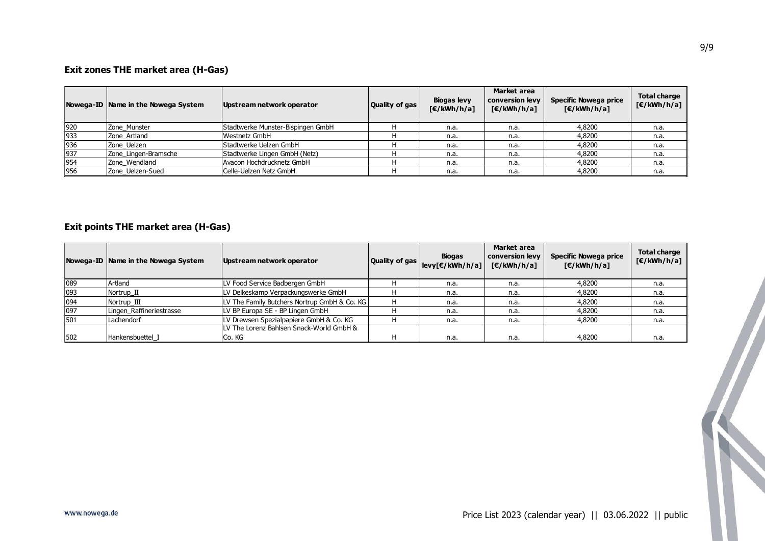### Exit zones THE market area (H-Gas)

| Nowega-ID | Name in the Nowega System | Upstream network operator | Quality of gas | Biogas levy [€/kWh/h/a] | Market area conversion levy [€/kWh/h/a] | Specific Nowega price [€/kWh/h/a] | Total charge [€/kWh/h/a] |
|---|---|---|---|---|---|---|---|
| 920 | Zone_Munster | Stadtwerke Munster-Bispingen GmbH | H | n.a. | n.a. | 4,8200 | n.a. |
| 933 | Zone_Artland | Westnetz GmbH | H | n.a. | n.a. | 4,8200 | n.a. |
| 936 | Zone_Uelzen | Stadtwerke Uelzen GmbH | H | n.a. | n.a. | 4,8200 | n.a. |
| 937 | Zone_Lingen-Bramsche | Stadtwerke Lingen GmbH (Netz) | H | n.a. | n.a. | 4,8200 | n.a. |
| 954 | Zone_Wendland | Avacon Hochdrucknetz GmbH | H | n.a. | n.a. | 4,8200 | n.a. |
| 956 | Zone_Uelzen-Sued | Celle-Uelzen Netz GmbH | H | n.a. | n.a. | 4,8200 | n.a. |

### Exit points THE market area (H-Gas)

| Nowega-ID | Name in the Nowega System | Upstream network operator | Quality of gas | Biogas levy[€/kWh/h/a] | Market area conversion levy [€/kWh/h/a] | Specific Nowega price [€/kWh/h/a] | Total charge [€/kWh/h/a] |
|---|---|---|---|---|---|---|---|
| 089 | Artland | LV Food Service Badbergen GmbH | H | n.a. | n.a. | 4,8200 | n.a. |
| 093 | Nortrup_II | LV Delkeskamp Verpackungswerke GmbH | H | n.a. | n.a. | 4,8200 | n.a. |
| 094 | Nortrup_III | LV The Family Butchers Nortrup GmbH & Co. KG | H | n.a. | n.a. | 4,8200 | n.a. |
| 097 | Lingen_Raffineriestrasse | LV BP Europa SE - BP Lingen GmbH | H | n.a. | n.a. | 4,8200 | n.a. |
| 501 | Lachendorf | LV Drewsen Spezialpapiere GmbH & Co. KG | H | n.a. | n.a. | 4,8200 | n.a. |
| 502 | Hankensbuettel_I | LV The Lorenz Bahlsen Snack-World GmbH & Co. KG | H | n.a. | n.a. | 4,8200 | n.a. |